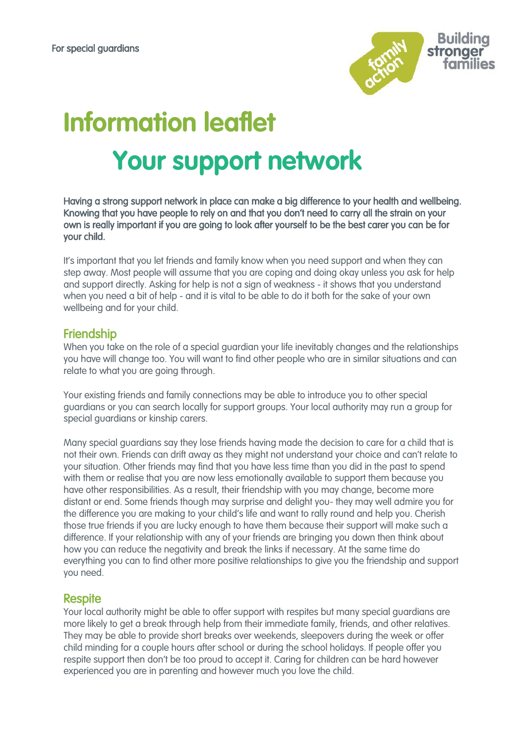For special guardians

# Information leaflet

# Your support network

Having a strong support network in place can make a big difference to your health and wellbeing. Knowing that you have people to rely on and that you don't need to carry all the strain on your own is really important if you are going to look after yourself to be the best carer you can be for your child.

It's important that you let friends and family know when you need support and when they can step away. Most people will assume that you are coping and doing okay unless you ask for help and support directly. Asking for help is not a sign of weakness - it shows that you understand when you need a bit of help - and it is vital to be able to do it both for the sake of your own wellbeing and for your child.

## Friendship

When you take on the role of a special guardian your life inevitably changes and the relationships you have will change too. You will want to find other people who are in similar situations and can relate to what you are going through.

Your existing friends and family connections may be able to introduce you to other special guardians or you can search locally for support groups. Your local authority may run a group for special guardians or kinship carers.

Many special guardians say they lose friends having made the decision to care for a child that is not their own. Friends can drift away as they might not understand your choice and can't relate to your situation. Other friends may find that you have less time than you did in the past to spend with them or realise that you are now less emotionally available to support them because you have other responsibilities. As a result, their friendship with you may change, become more distant or end. Some friends though may surprise and delight you- they may well admire you for the difference you are making to your child's life and want to rally round and help you. Cherish those true friends if you are lucky enough to have them because their support will make such a difference. If your relationship with any of your friends are bringing you down then think about how you can reduce the negativity and break the links if necessary. At the same time do everything you can to find other more positive relationships to give you the friendship and support you need.

## Respite

Your local authority might be able to offer support with respites but many special guardians are more likely to get a break through help from their immediate family, friends, and other relatives. They may be able to provide short breaks over weekends, sleepovers during the week or offer child minding for a couple hours after school or during the school holidays. If people offer you respite support then don't be too proud to accept it. Caring for children can be hard however experienced you are in parenting and however much you love the child.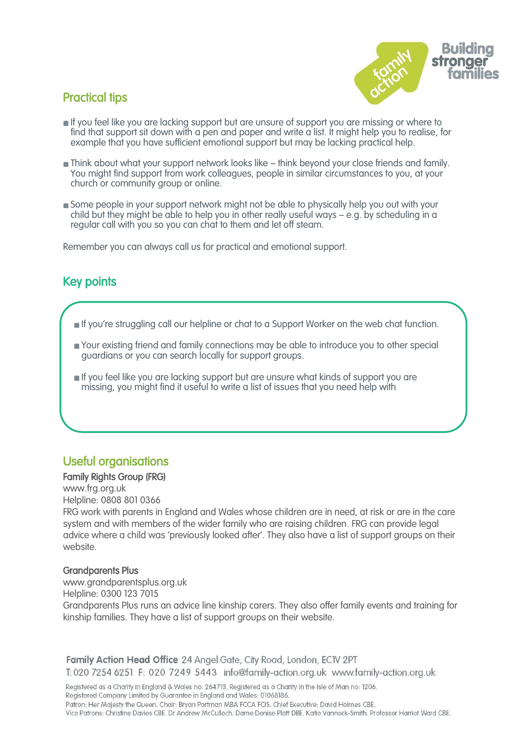## Practical tips

- If you feel like you are lacking support but are unsure of support you are missing or where to find that support sit down with a pen and paper and write a list. It might help you to realise, for example that you have sufficient emotional support but may be lacking practical help.
- Think about what your support network looks like – think beyond your close friends and family. You might find support from work colleagues, people in similar circumstances to you, at your church or community group or online.
- Some people in your support network might not be able to physically help you out with your child but they might be able to help you in other really useful ways – e.g. by scheduling in a regular call with you so you can chat to them and let off steam.

Remember you can always call us for practical and emotional support.

## Key points

- If you're struggling call our helpline or chat to a Support Worker on the web chat function.
- Your existing friend and family connections may be able to introduce you to other special guardians or you can search locally for support groups.
- If you feel like you are lacking support but are unsure what kinds of support you are missing, you might find it useful to write a list of issues that you need help with

## Useful organisations

**Family Rights Group (FRG)**
www.frg.org.uk
Helpline: 0808 801 0366
FRG work with parents in England and Wales whose children are in need, at risk or are in the care system and with members of the wider family who are raising children. FRG can provide legal advice where a child was 'previously looked after'. They also have a list of support groups on their website.

**Grandparents Plus**
www.grandparentsplus.org.uk
Helpline: 0300 123 7015
Grandparents Plus runs an advice line kinship carers. They also offer family events and training for kinship families. They have a list of support groups on their website.